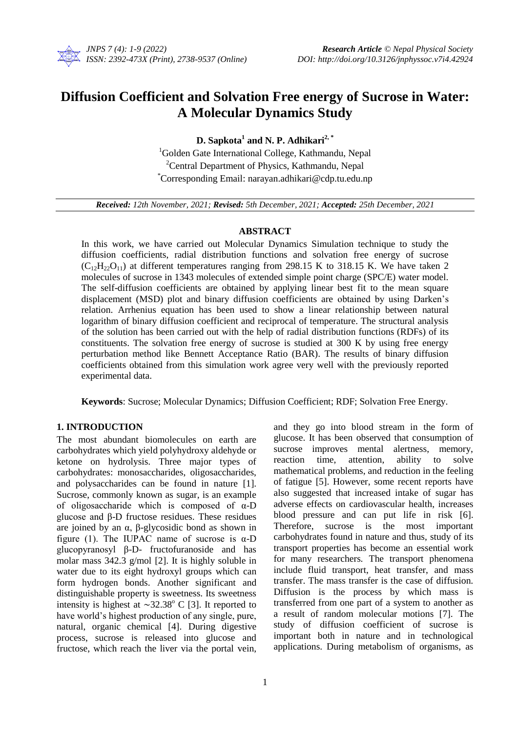# Diffusion Coefficient and Solvation Free energy of Sucrose in Water: A Molecular Dynamics Study

**D. Sapkota[1] and N. P. Adhikari[2,*]**

[1]Golden Gate International College, Kathmandu, Nepal
[2]Central Department of Physics, Kathmandu, Nepal
[*]Corresponding Email: narayan.adhikari@cdp.tu.edu.np

***Received:*** *12th November, 2021;* ***Revised:*** *5th December, 2021;* ***Accepted:*** *25th December, 2021*

## ABSTRACT

In this work, we have carried out Molecular Dynamics Simulation technique to study the diffusion coefficients, radial distribution functions and solvation free energy of sucrose ($C_{12}H_{22}O_{11}$) at different temperatures ranging from 298.15 K to 318.15 K. We have taken 2 molecules of sucrose in 1343 molecules of extended simple point charge (SPC/E) water model. The self-diffusion coefficients are obtained by applying linear best fit to the mean square displacement (MSD) plot and binary diffusion coefficients are obtained by using Darken's relation. Arrhenius equation has been used to show a linear relationship between natural logarithm of binary diffusion coefficient and reciprocal of temperature. The structural analysis of the solution has been carried out with the help of radial distribution functions (RDFs) of its constituents. The solvation free energy of sucrose is studied at 300 K by using free energy perturbation method like Bennett Acceptance Ratio (BAR). The results of binary diffusion coefficients obtained from this simulation work agree very well with the previously reported experimental data.

**Keywords**: Sucrose; Molecular Dynamics; Diffusion Coefficient; RDF; Solvation Free Energy.

## 1. INTRODUCTION

The most abundant biomolecules on earth are carbohydrates which yield polyhydroxy aldehyde or ketone on hydrolysis. Three major types of carbohydrates: monosaccharides, oligosaccharides, and polysaccharides can be found in nature [1]. Sucrose, commonly known as sugar, is an example of oligosaccharide which is composed of α-D glucose and β-D fructose residues. These residues are joined by an α, β-glycosidic bond as shown in figure (1). The IUPAC name of sucrose is α-D glucopyranosyl β-D- fructofuranoside and has molar mass 342.3 g/mol [2]. It is highly soluble in water due to its eight hydroxyl groups which can form hydrogen bonds. Another significant and distinguishable property is sweetness. Its sweetness intensity is highest at $\sim 32.38^{o}$ C [3]. It reported to have world's highest production of any single, pure, natural, organic chemical [4]. During digestive process, sucrose is released into glucose and fructose, which reach the liver via the portal vein, and they go into blood stream in the form of glucose. It has been observed that consumption of sucrose improves mental alertness, memory, reaction time, attention, ability to solve mathematical problems, and reduction in the feeling of fatigue [5]. However, some recent reports have also suggested that increased intake of sugar has adverse effects on cardiovascular health, increases blood pressure and can put life in risk [6]. Therefore, sucrose is the most important carbohydrates found in nature and thus, study of its transport properties has become an essential work for many researchers. The transport phenomena include fluid transport, heat transfer, and mass transfer. The mass transfer is the case of diffusion. Diffusion is the process by which mass is transferred from one part of a system to another as a result of random molecular motions [7]. The study of diffusion coefficient of sucrose is important both in nature and in technological applications. During metabolism of organisms, as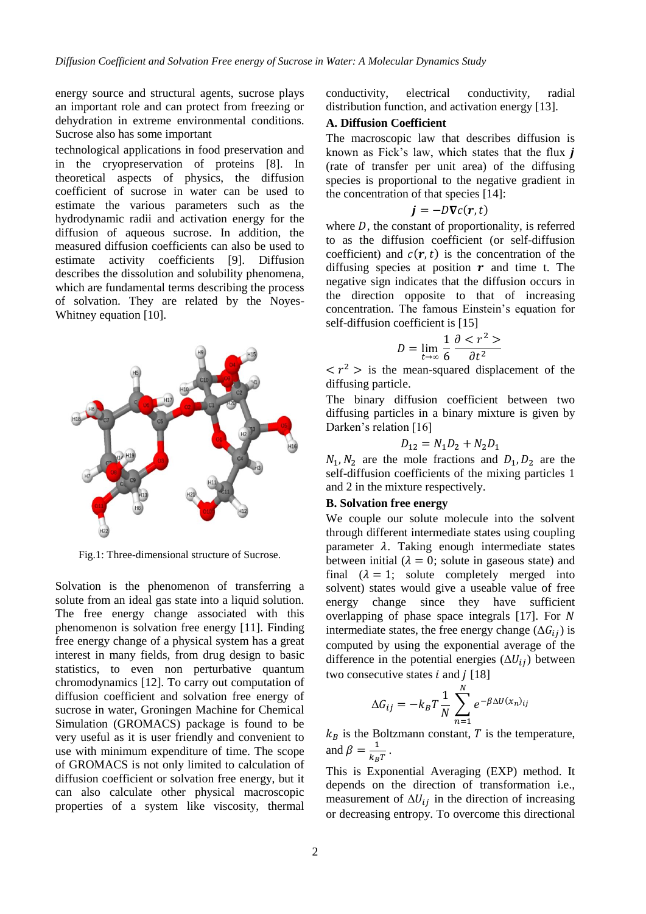energy source and structural agents, sucrose plays an important role and can protect from freezing or dehydration in extreme environmental conditions. Sucrose also has some important technological applications in food preservation and in the cryopreservation of proteins [8]. In theoretical aspects of physics, the diffusion coefficient of sucrose in water can be used to estimate the various parameters such as the hydrodynamic radii and activation energy for the diffusion of aqueous sucrose. In addition, the measured diffusion coefficients can also be used to estimate activity coefficients [9]. Diffusion describes the dissolution and solubility phenomena, which are fundamental terms describing the process of solvation. They are related by the Noyes-Whitney equation [10].

Fig.1: Three-dimensional structure of Sucrose.

Solvation is the phenomenon of transferring a solute from an ideal gas state into a liquid solution. The free energy change associated with this phenomenon is solvation free energy [11]. Finding free energy change of a physical system has a great interest in many fields, from drug design to basic statistics, to even non perturbative quantum chromodynamics [12]. To carry out computation of diffusion coefficient and solvation free energy of sucrose in water, Groningen Machine for Chemical Simulation (GROMACS) package is found to be very useful as it is user friendly and convenient to use with minimum expenditure of time. The scope of GROMACS is not only limited to calculation of diffusion coefficient or solvation free energy, but it can also calculate other physical macroscopic properties of a system like viscosity, thermal conductivity, electrical conductivity, radial distribution function, and activation energy [13].

**A. Diffusion Coefficient**

The macroscopic law that describes diffusion is known as Fick's law, which states that the flux $\boldsymbol{j}$ (rate of transfer per unit area) of the diffusing species is proportional to the negative gradient in the concentration of that species [14]:

$$\boldsymbol{j} = -D\nabla c(\boldsymbol{r}, t)$$

where $D$, the constant of proportionality, is referred to as the diffusion coefficient (or self-diffusion coefficient) and $c(\boldsymbol{r}, t)$ is the concentration of the diffusing species at position $\boldsymbol{r}$ and time t. The negative sign indicates that the diffusion occurs in the direction opposite to that of increasing concentration. The famous Einstein's equation for self-diffusion coefficient is [15]

$$D = \lim_{t\to\infty} \frac{1}{6}\frac{\partial < r^2 >}{\partial t^2}$$

$< r^2 >$ is the mean-squared displacement of the diffusing particle.

The binary diffusion coefficient between two diffusing particles in a binary mixture is given by Darken's relation [16]

$$D_{12} = N_1 D_2 + N_2 D_1$$

$N_1, N_2$ are the mole fractions and $D_1, D_2$ are the self-diffusion coefficients of the mixing particles 1 and 2 in the mixture respectively.

**B. Solvation free energy**

We couple our solute molecule into the solvent through different intermediate states using coupling parameter $\lambda$. Taking enough intermediate states between initial ($\lambda = 0$; solute in gaseous state) and final ($\lambda = 1$; solute completely merged into solvent) states would give a useable value of free energy change since they have sufficient overlapping of phase space integrals [17]. For $N$ intermediate states, the free energy change ($\Delta G_{ij}$) is computed by using the exponential average of the difference in the potential energies ($\Delta U_{ij}$) between two consecutive states $i$ and $j$ [18]

$$\Delta G_{ij} = -k_B T \frac{1}{N}\sum_{n=1}^{N} e^{-\beta \Delta U(x_n)_{ij}}$$

$k_B$ is the Boltzmann constant, $T$ is the temperature, and $\beta = \frac{1}{k_B T}$.

This is Exponential Averaging (EXP) method. It depends on the direction of transformation i.e., measurement of $\Delta U_{ij}$ in the direction of increasing or decreasing entropy. To overcome this directional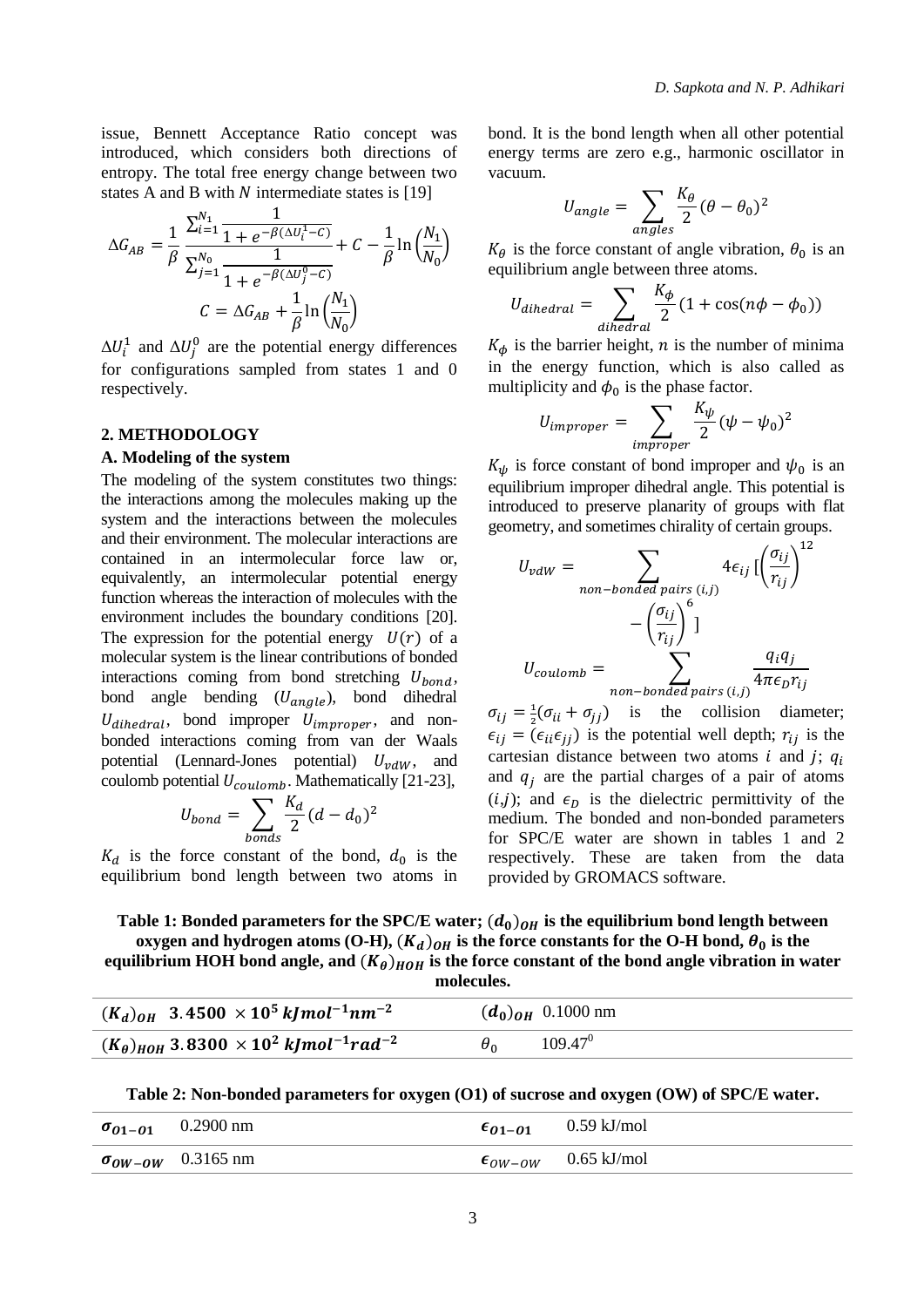issue, Bennett Acceptance Ratio concept was introduced, which considers both directions of entropy. The total free energy change between two states A and B with $N$ intermediate states is [19]

$$\Delta G_{AB} = \frac{1}{\beta}\frac{\sum_{i=1}^{N_1}\frac{1}{1+e^{-\beta(\Delta U_i^1 - C)}}}{\sum_{j=1}^{N_0}\frac{1}{1+e^{-\beta(\Delta U_j^0 - C)}}} + C - \frac{1}{\beta}\ln\left(\frac{N_1}{N_0}\right)$$

$$C = \Delta G_{AB} + \frac{1}{\beta}\ln\left(\frac{N_1}{N_0}\right)$$

$\Delta U_i^1$ and $\Delta U_j^0$ are the potential energy differences for configurations sampled from states 1 and 0 respectively.

## 2. METHODOLOGY

### A. Modeling of the system

The modeling of the system constitutes two things: the interactions among the molecules making up the system and the interactions between the molecules and their environment. The molecular interactions are contained in an intermolecular force law or, equivalently, an intermolecular potential energy function whereas the interaction of molecules with the environment includes the boundary conditions [20]. The expression for the potential energy $U(r)$ of a molecular system is the linear contributions of bonded interactions coming from bond stretching $U_{bond}$, bond angle bending ($U_{angle}$), bond dihedral $U_{dihedral}$, bond improper $U_{improper}$, and non-bonded interactions coming from van der Waals potential (Lennard-Jones potential) $U_{vdW}$, and coulomb potential $U_{coulomb}$. Mathematically [21-23],

$$U_{bond} = \sum_{bonds}\frac{K_d}{2}(d - d_0)^2$$

$K_d$ is the force constant of the bond, $d_0$ is the equilibrium bond length between two atoms in bond. It is the bond length when all other potential energy terms are zero e.g., harmonic oscillator in vacuum.

$$U_{angle} = \sum_{angles}\frac{K_\theta}{2}(\theta - \theta_0)^2$$

$K_\theta$ is the force constant of angle vibration, $\theta_0$ is an equilibrium angle between three atoms.

$$U_{dihedral} = \sum_{dihedral}\frac{K_\phi}{2}(1 + \cos(n\phi - \phi_0))$$

$K_\phi$ is the barrier height, $n$ is the number of minima in the energy function, which is also called as multiplicity and $\phi_0$ is the phase factor.

$$U_{improper} = \sum_{improper}\frac{K_\psi}{2}(\psi - \psi_0)^2$$

$K_\psi$ is force constant of bond improper and $\psi_0$ is an equilibrium improper dihedral angle. This potential is introduced to preserve planarity of groups with flat geometry, and sometimes chirality of certain groups.

$$U_{vdW} = \sum_{non-bonded\ pairs\ (i,j)} 4\epsilon_{ij}\left[\left(\frac{\sigma_{ij}}{r_{ij}}\right)^{12} - \left(\frac{\sigma_{ij}}{r_{ij}}\right)^{6}\right]$$

$$U_{coulomb} = \sum_{non-bonded\ pairs\ (i,j)}\frac{q_i q_j}{4\pi\epsilon_D r_{ij}}$$

$\sigma_{ij} = \frac{1}{2}(\sigma_{ii} + \sigma_{jj})$ is the collision diameter; $\epsilon_{ij} = (\epsilon_{ii}\epsilon_{jj})$ is the potential well depth; $r_{ij}$ is the cartesian distance between two atoms $i$ and $j$; $q_i$ and $q_j$ are the partial charges of a pair of atoms ($i$,$j$); and $\epsilon_D$ is the dielectric permittivity of the medium. The bonded and non-bonded parameters for SPC/E water are shown in tables 1 and 2 respectively. These are taken from the data provided by GROMACS software.

**Table 1: Bonded parameters for the SPC/E water; $(d_0)_{OH}$ is the equilibrium bond length between oxygen and hydrogen atoms (O-H), $(K_d)_{OH}$ is the force constants for the O-H bond, $\theta_0$ is the equilibrium HOH bond angle, and $(K_\theta)_{HOH}$ is the force constant of the bond angle vibration in water molecules.**

| | | | |
|---|---|---|---|
| $(K_d)_{OH}$ | $3.4500 \times 10^5\ kJmol^{-1}nm^{-2}$ | $(d_0)_{OH}$ | 0.1000 nm |
| $(K_\theta)_{HOH}$ | $3.8300 \times 10^2\ kJmol^{-1}rad^{-2}$ | $\theta_0$ | $109.47^0$ |

**Table 2: Non-bonded parameters for oxygen (O1) of sucrose and oxygen (OW) of SPC/E water.**

| | | | |
|---|---|---|---|
| $\sigma_{O1-O1}$ | 0.2900 nm | $\epsilon_{O1-O1}$ | 0.59 kJ/mol |
| $\sigma_{OW-OW}$ | 0.3165 nm | $\epsilon_{OW-OW}$ | 0.65 kJ/mol |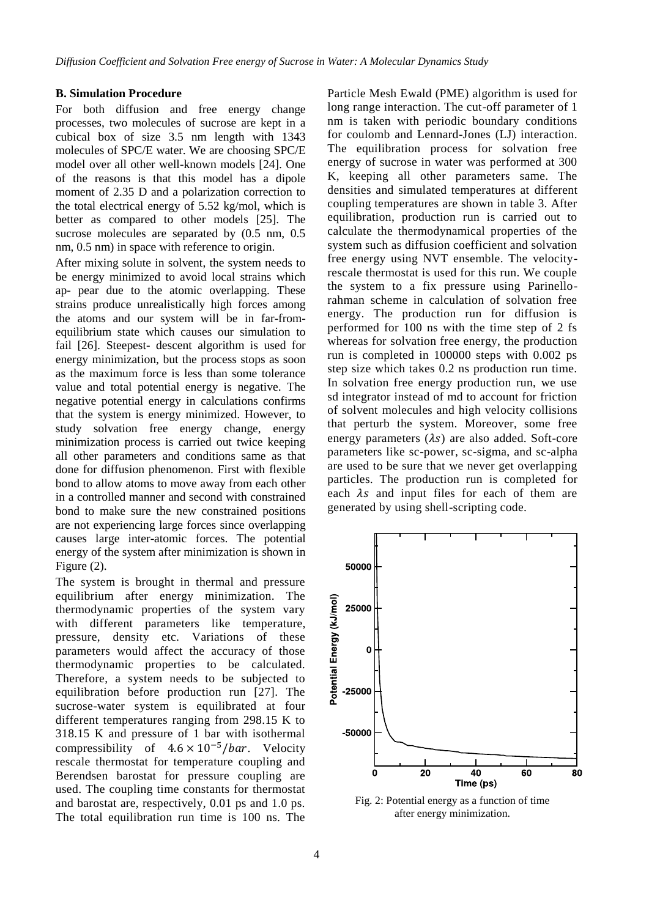### B. Simulation Procedure

For both diffusion and free energy change processes, two molecules of sucrose are kept in a cubical box of size 3.5 nm length with 1343 molecules of SPC/E water. We are choosing SPC/E model over all other well-known models [24]. One of the reasons is that this model has a dipole moment of 2.35 D and a polarization correction to the total electrical energy of 5.52 kg/mol, which is better as compared to other models [25]. The sucrose molecules are separated by (0.5 nm, 0.5 nm, 0.5 nm) in space with reference to origin.

After mixing solute in solvent, the system needs to be energy minimized to avoid local strains which ap- pear due to the atomic overlapping. These strains produce unrealistically high forces among the atoms and our system will be in far-from-equilibrium state which causes our simulation to fail [26]. Steepest- descent algorithm is used for energy minimization, but the process stops as soon as the maximum force is less than some tolerance value and total potential energy is negative. The negative potential energy in calculations confirms that the system is energy minimized. However, to study solvation free energy change, energy minimization process is carried out twice keeping all other parameters and conditions same as that done for diffusion phenomenon. First with flexible bond to allow atoms to move away from each other in a controlled manner and second with constrained bond to make sure the new constrained positions are not experiencing large forces since overlapping causes large inter-atomic forces. The potential energy of the system after minimization is shown in Figure (2).

The system is brought in thermal and pressure equilibrium after energy minimization. The thermodynamic properties of the system vary with different parameters like temperature, pressure, density etc. Variations of these parameters would affect the accuracy of those thermodynamic properties to be calculated. Therefore, a system needs to be subjected to equilibration before production run [27]. The sucrose-water system is equilibrated at four different temperatures ranging from 298.15 K to 318.15 K and pressure of 1 bar with isothermal compressibility of $4.6 \times 10^{-5}/bar$. Velocity rescale thermostat for temperature coupling and Berendsen barostat for pressure coupling are used. The coupling time constants for thermostat and barostat are, respectively, 0.01 ps and 1.0 ps. The total equilibration run time is 100 ns. The Particle Mesh Ewald (PME) algorithm is used for long range interaction. The cut-off parameter of 1 nm is taken with periodic boundary conditions for coulomb and Lennard-Jones (LJ) interaction. The equilibration process for solvation free energy of sucrose in water was performed at 300 K, keeping all other parameters same. The densities and simulated temperatures at different coupling temperatures are shown in table 3. After equilibration, production run is carried out to calculate the thermodynamical properties of the system such as diffusion coefficient and solvation free energy using NVT ensemble. The velocity-rescale thermostat is used for this run. We couple the system to a fix pressure using Parinello-rahman scheme in calculation of solvation free energy. The production run for diffusion is performed for 100 ns with the time step of 2 fs whereas for solvation free energy, the production run is completed in 100000 steps with 0.002 ps step size which takes 0.2 ns production run time. In solvation free energy production run, we use sd integrator instead of md to account for friction of solvent molecules and high velocity collisions that perturb the system. Moreover, some free energy parameters ($\lambda s$) are also added. Soft-core parameters like sc-power, sc-sigma, and sc-alpha are used to be sure that we never get overlapping particles. The production run is completed for each $\lambda s$ and input files for each of them are generated by using shell-scripting code.

Fig. 2: Potential energy as a function of time after energy minimization.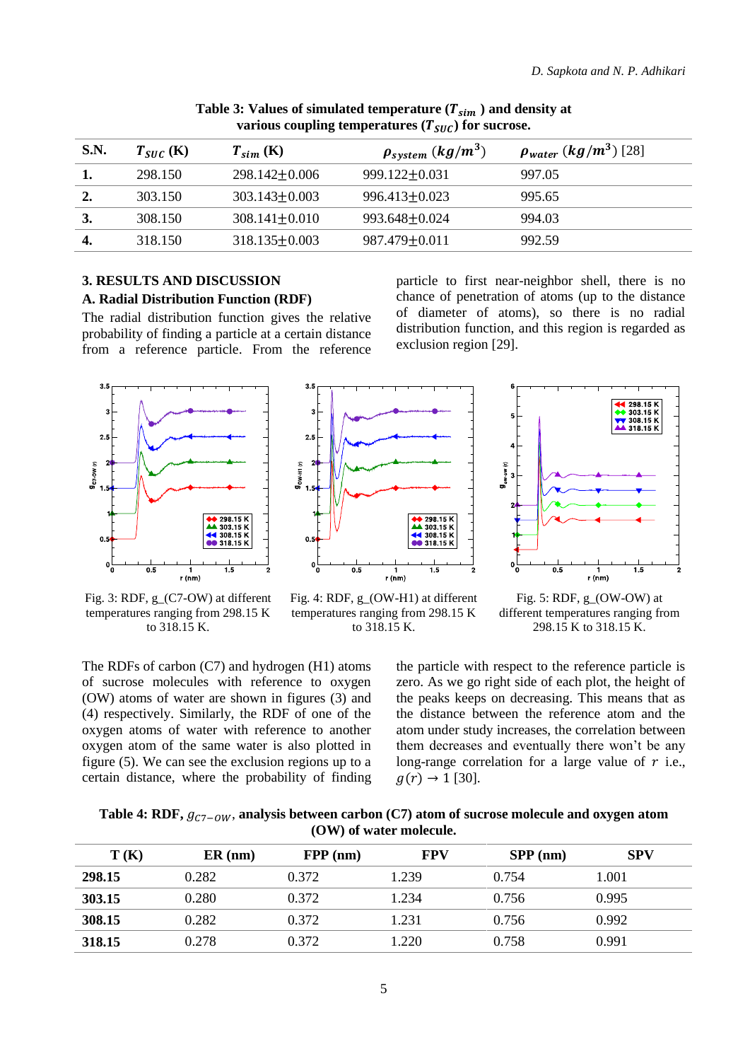**Table 3: Values of simulated temperature ($T_{sim}$) and density at various coupling temperatures ($T_{SUC}$) for sucrose.**

| S.N. | $T_{SUC}$ (K) | $T_{sim}$ (K) | $\rho_{system}$ $(kg/m^3)$ | $\rho_{water}$ $(kg/m^3)$ [28] |
|---|---|---|---|---|
| **1.** | 298.150 | 298.142±0.006 | 999.122±0.031 | 997.05 |
| **2.** | 303.150 | 303.143±0.003 | 996.413±0.023 | 995.65 |
| **3.** | 308.150 | 308.141±0.010 | 993.648±0.024 | 994.03 |
| **4.** | 318.150 | 318.135±0.003 | 987.479±0.011 | 992.59 |

## 3. RESULTS AND DISCUSSION

### A. Radial Distribution Function (RDF)

The radial distribution function gives the relative probability of finding a particle at a certain distance from a reference particle. From the reference particle to first near-neighbor shell, there is no chance of penetration of atoms (up to the distance of diameter of atoms), so there is no radial distribution function, and this region is regarded as exclusion region [29].

Fig. 3: RDF, g_(C7-OW) at different temperatures ranging from 298.15 K to 318.15 K.

Fig. 4: RDF, g_(OW-H1) at different temperatures ranging from 298.15 K to 318.15 K.

Fig. 5: RDF, g_(OW-OW) at different temperatures ranging from 298.15 K to 318.15 K.

The RDFs of carbon (C7) and hydrogen (H1) atoms of sucrose molecules with reference to oxygen (OW) atoms of water are shown in figures (3) and (4) respectively. Similarly, the RDF of one of the oxygen atoms of water with reference to another oxygen atom of the same water is also plotted in figure (5). We can see the exclusion regions up to a certain distance, where the probability of finding the particle with respect to the reference particle is zero. As we go right side of each plot, the height of the peaks keeps on decreasing. This means that as the distance between the reference atom and the atom under study increases, the correlation between them decreases and eventually there won't be any long-range correlation for a large value of $r$ i.e., $g(r) \rightarrow 1$ [30].

**Table 4: RDF, $g_{C7-OW}$, analysis between carbon (C7) atom of sucrose molecule and oxygen atom (OW) of water molecule.**

| T (K) | ER (nm) | FPP (nm) | FPV | SPP (nm) | SPV |
|---|---|---|---|---|---|
| **298.15** | 0.282 | 0.372 | 1.239 | 0.754 | 1.001 |
| **303.15** | 0.280 | 0.372 | 1.234 | 0.756 | 0.995 |
| **308.15** | 0.282 | 0.372 | 1.231 | 0.756 | 0.992 |
| **318.15** | 0.278 | 0.372 | 1.220 | 0.758 | 0.991 |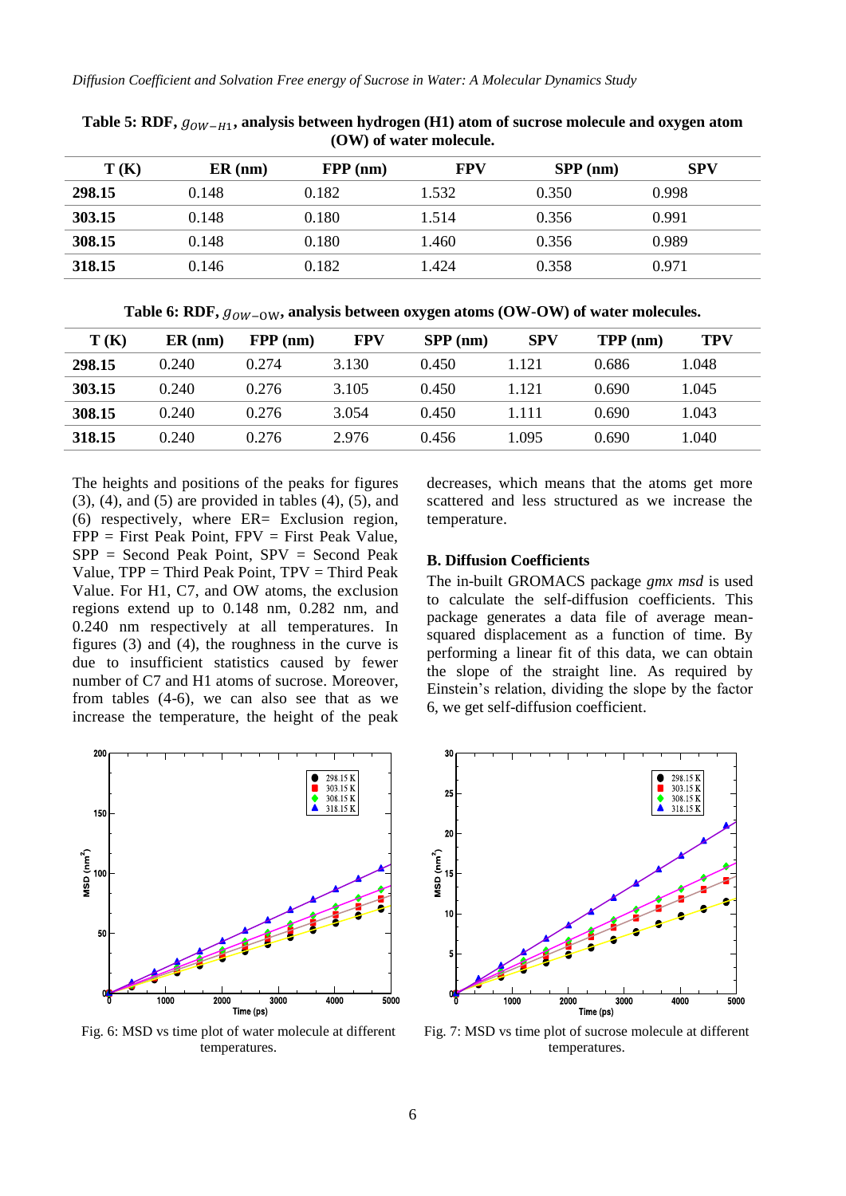**Table 5: RDF, $g_{OW-H1}$, analysis between hydrogen (H1) atom of sucrose molecule and oxygen atom (OW) of water molecule.**

| T (K) | ER (nm) | FPP (nm) | FPV | SPP (nm) | SPV |
|---|---|---|---|---|---|
| **298.15** | 0.148 | 0.182 | 1.532 | 0.350 | 0.998 |
| **303.15** | 0.148 | 0.180 | 1.514 | 0.356 | 0.991 |
| **308.15** | 0.148 | 0.180 | 1.460 | 0.356 | 0.989 |
| **318.15** | 0.146 | 0.182 | 1.424 | 0.358 | 0.971 |

**Table 6: RDF, $g_{OW-OW}$, analysis between oxygen atoms (OW-OW) of water molecules.**

| T (K) | ER (nm) | FPP (nm) | FPV | SPP (nm) | SPV | TPP (nm) | TPV |
|---|---|---|---|---|---|---|---|
| **298.15** | 0.240 | 0.274 | 3.130 | 0.450 | 1.121 | 0.686 | 1.048 |
| **303.15** | 0.240 | 0.276 | 3.105 | 0.450 | 1.121 | 0.690 | 1.045 |
| **308.15** | 0.240 | 0.276 | 3.054 | 0.450 | 1.111 | 0.690 | 1.043 |
| **318.15** | 0.240 | 0.276 | 2.976 | 0.456 | 1.095 | 0.690 | 1.040 |

The heights and positions of the peaks for figures (3), (4), and (5) are provided in tables (4), (5), and (6) respectively, where ER= Exclusion region, FPP = First Peak Point, FPV = First Peak Value, SPP = Second Peak Point, SPV = Second Peak Value, TPP = Third Peak Point, TPV = Third Peak Value. For H1, C7, and OW atoms, the exclusion regions extend up to 0.148 nm, 0.282 nm, and 0.240 nm respectively at all temperatures. In figures (3) and (4), the roughness in the curve is due to insufficient statistics caused by fewer number of C7 and H1 atoms of sucrose. Moreover, from tables (4-6), we can also see that as we increase the temperature, the height of the peak decreases, which means that the atoms get more scattered and less structured as we increase the temperature.

### B. Diffusion Coefficients

The in-built GROMACS package *gmx msd* is used to calculate the self-diffusion coefficients. This package generates a data file of average mean-squared displacement as a function of time. By performing a linear fit of this data, we can obtain the slope of the straight line. As required by Einstein's relation, dividing the slope by the factor 6, we get self-diffusion coefficient.

Fig. 6: MSD vs time plot of water molecule at different temperatures.

Fig. 7: MSD vs time plot of sucrose molecule at different temperatures.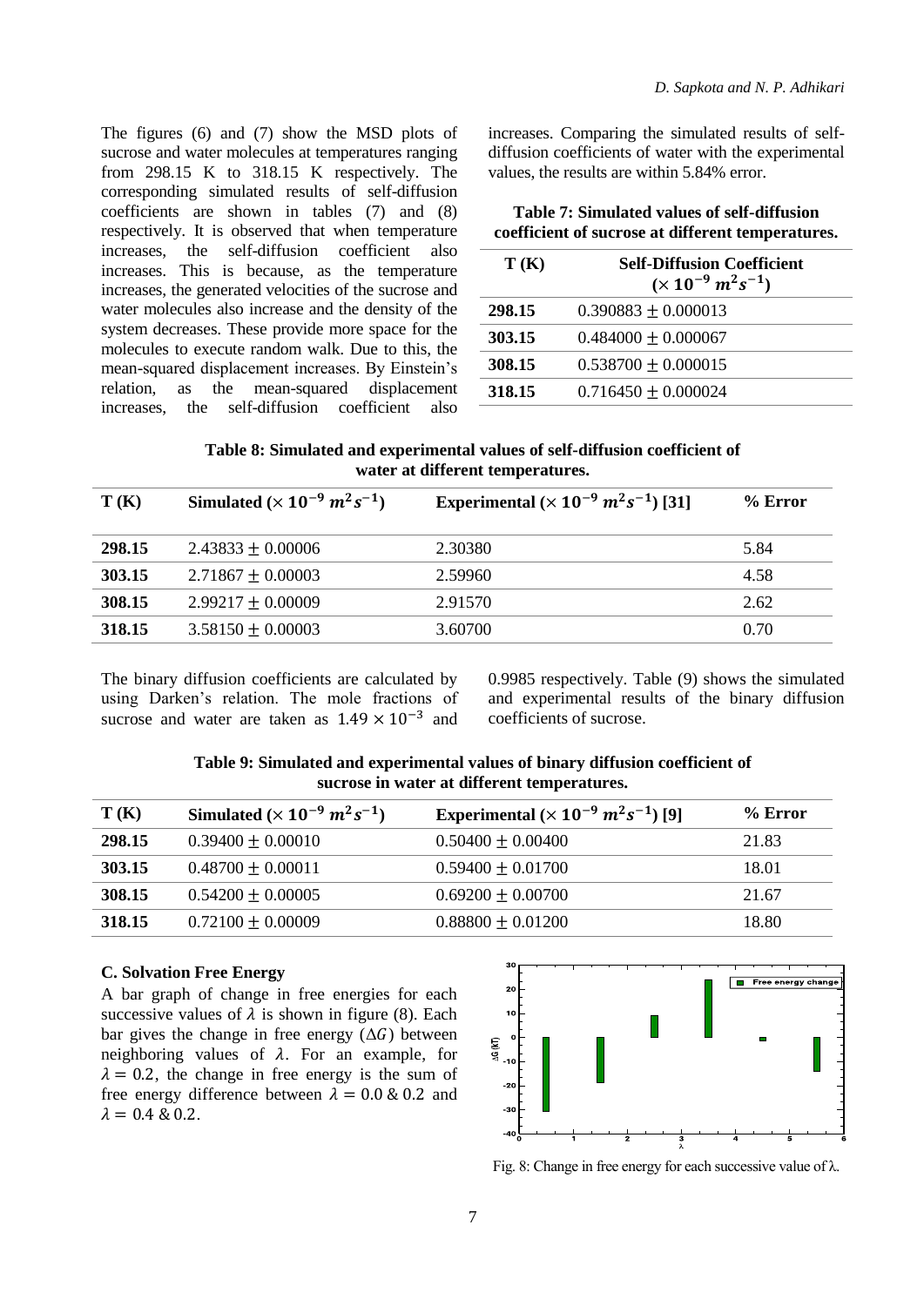The figures (6) and (7) show the MSD plots of sucrose and water molecules at temperatures ranging from 298.15 K to 318.15 K respectively. The corresponding simulated results of self-diffusion coefficients are shown in tables (7) and (8) respectively. It is observed that when temperature increases, the self-diffusion coefficient also increases. This is because, as the temperature increases, the generated velocities of the sucrose and water molecules also increase and the density of the system decreases. These provide more space for the molecules to execute random walk. Due to this, the mean-squared displacement increases. By Einstein's relation, as the mean-squared displacement increases, the self-diffusion coefficient also increases. Comparing the simulated results of self-diffusion coefficients of water with the experimental values, the results are within 5.84% error.

**Table 7: Simulated values of self-diffusion coefficient of sucrose at different temperatures.**

| T (K) | Self-Diffusion Coefficient ($\times 10^{-9}\ m^2s^{-1}$) |
|---|---|
| **298.15** | $0.390883 \pm 0.000013$ |
| **303.15** | $0.484000 \pm 0.000067$ |
| **308.15** | $0.538700 \pm 0.000015$ |
| **318.15** | $0.716450 \pm 0.000024$ |

**Table 8: Simulated and experimental values of self-diffusion coefficient of water at different temperatures.**

| T (K) | Simulated ($\times 10^{-9}\ m^2s^{-1}$) | Experimental ($\times 10^{-9}\ m^2s^{-1}$) [31] | % Error |
|---|---|---|---|
| **298.15** | $2.43833 \pm 0.00006$ | 2.30380 | 5.84 |
| **303.15** | $2.71867 \pm 0.00003$ | 2.59960 | 4.58 |
| **308.15** | $2.99217 \pm 0.00009$ | 2.91570 | 2.62 |
| **318.15** | $3.58150 \pm 0.00003$ | 3.60700 | 0.70 |

The binary diffusion coefficients are calculated by using Darken's relation. The mole fractions of sucrose and water are taken as $1.49 \times 10^{-3}$ and 0.9985 respectively. Table (9) shows the simulated and experimental results of the binary diffusion coefficients of sucrose.

**Table 9: Simulated and experimental values of binary diffusion coefficient of sucrose in water at different temperatures.**

| T (K) | Simulated ($\times 10^{-9}\ m^2s^{-1}$) | Experimental ($\times 10^{-9}\ m^2s^{-1}$) [9] | % Error |
|---|---|---|---|
| **298.15** | $0.39400 \pm 0.00010$ | $0.50400 \pm 0.00400$ | 21.83 |
| **303.15** | $0.48700 \pm 0.00011$ | $0.59400 \pm 0.01700$ | 18.01 |
| **308.15** | $0.54200 \pm 0.00005$ | $0.69200 \pm 0.00700$ | 21.67 |
| **318.15** | $0.72100 \pm 0.00009$ | $0.88800 \pm 0.01200$ | 18.80 |

### C. Solvation Free Energy

A bar graph of change in free energies for each successive values of $\lambda$ is shown in figure (8). Each bar gives the change in free energy ($\Delta G$) between neighboring values of $\lambda$. For an example, for $\lambda = 0.2$, the change in free energy is the sum of free energy difference between $\lambda = 0.0\ \&\ 0.2$ and $\lambda = 0.4\ \&\ 0.2$.

Fig. 8: Change in free energy for each successive value of λ.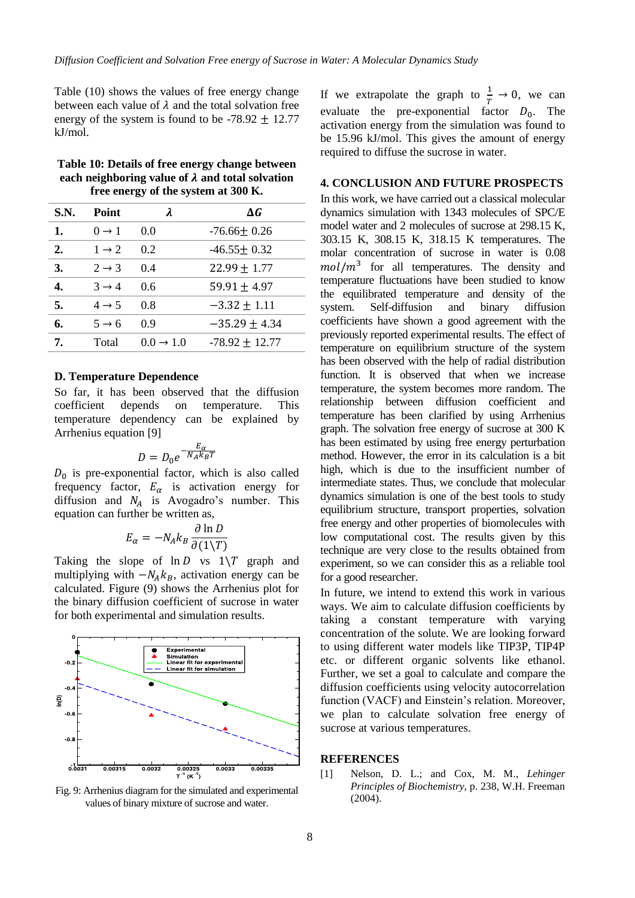Table (10) shows the values of free energy change between each value of $\lambda$ and the total solvation free energy of the system is found to be -78.92 $\pm$ 12.77 kJ/mol.

**Table 10: Details of free energy change between each neighboring value of $\lambda$ and total solvation free energy of the system at 300 K.**

| S.N. | Point | $\lambda$ | $\Delta G$ |
|---|---|---|---|
| **1.** | $0 \rightarrow 1$ | 0.0 | -76.66$\pm$ 0.26 |
| **2.** | $1 \rightarrow 2$ | 0.2 | -46.55$\pm$ 0.32 |
| **3.** | $2 \rightarrow 3$ | 0.4 | 22.99 $\pm$ 1.77 |
| **4.** | $3 \rightarrow 4$ | 0.6 | 59.91 $\pm$ 4.97 |
| **5.** | $4 \rightarrow 5$ | 0.8 | $-3.32 \pm 1.11$ |
| **6.** | $5 \rightarrow 6$ | 0.9 | $-35.29 \pm 4.34$ |
| **7.** | Total | $0.0 \rightarrow 1.0$ | -78.92 $\pm$ 12.77 |

### D. Temperature Dependence

So far, it has been observed that the diffusion coefficient depends on temperature. This temperature dependency can be explained by Arrhenius equation [9]

$$D = D_0 e^{-\frac{E_\alpha}{N_A k_B T}}$$

$D_0$ is pre-exponential factor, which is also called frequency factor, $E_\alpha$ is activation energy for diffusion and $N_A$ is Avogadro's number. This equation can further be written as,

$$E_\alpha = -N_A k_B \frac{\partial \ln D}{\partial (1\backslash T)}$$

Taking the slope of $\ln D$ vs $1\backslash T$ graph and multiplying with $-N_A k_B$, activation energy can be calculated. Figure (9) shows the Arrhenius plot for the binary diffusion coefficient of sucrose in water for both experimental and simulation results.

0
-0.2
-0.4
-0.6
-0.8
ln(D)
0.0031
0.00315
0.0032
0.00325
0.0033
0.00335
T$^{-1}$ (K$^{-1}$)
Experimental
Simulation
Linear fit for experimental
Linear fit for simulation

Fig. 9: Arrhenius diagram for the simulated and experimental values of binary mixture of sucrose and water.

If we extrapolate the graph to $\frac{1}{T} \rightarrow 0$, we can evaluate the pre-exponential factor $D_0$. The activation energy from the simulation was found to be 15.96 kJ/mol. This gives the amount of energy required to diffuse the sucrose in water.

## 4. CONCLUSION AND FUTURE PROSPECTS

In this work, we have carried out a classical molecular dynamics simulation with 1343 molecules of SPC/E model water and 2 molecules of sucrose at 298.15 K, 303.15 K, 308.15 K, 318.15 K temperatures. The molar concentration of sucrose in water is 0.08 $mol/m^3$ for all temperatures. The density and temperature fluctuations have been studied to know the equilibrated temperature and density of the system. Self-diffusion and binary diffusion coefficients have shown a good agreement with the previously reported experimental results. The effect of temperature on equilibrium structure of the system has been observed with the help of radial distribution function. It is observed that when we increase temperature, the system becomes more random. The relationship between diffusion coefficient and temperature has been clarified by using Arrhenius graph. The solvation free energy of sucrose at 300 K has been estimated by using free energy perturbation method. However, the error in its calculation is a bit high, which is due to the insufficient number of intermediate states. Thus, we conclude that molecular dynamics simulation is one of the best tools to study equilibrium structure, transport properties, solvation free energy and other properties of biomolecules with low computational cost. The results given by this technique are very close to the results obtained from experiment, so we can consider this as a reliable tool for a good researcher.

In future, we intend to extend this work in various ways. We aim to calculate diffusion coefficients by taking a constant temperature with varying concentration of the solute. We are looking forward to using different water models like TIP3P, TIP4P etc. or different organic solvents like ethanol. Further, we set a goal to calculate and compare the diffusion coefficients using velocity autocorrelation function (VACF) and Einstein's relation. Moreover, we plan to calculate solvation free energy of sucrose at various temperatures.

## REFERENCES

[1] Nelson, D. L.; and Cox, M. M., *Lehinger Principles of Biochemistry*, p. 238, W.H. Freeman (2004).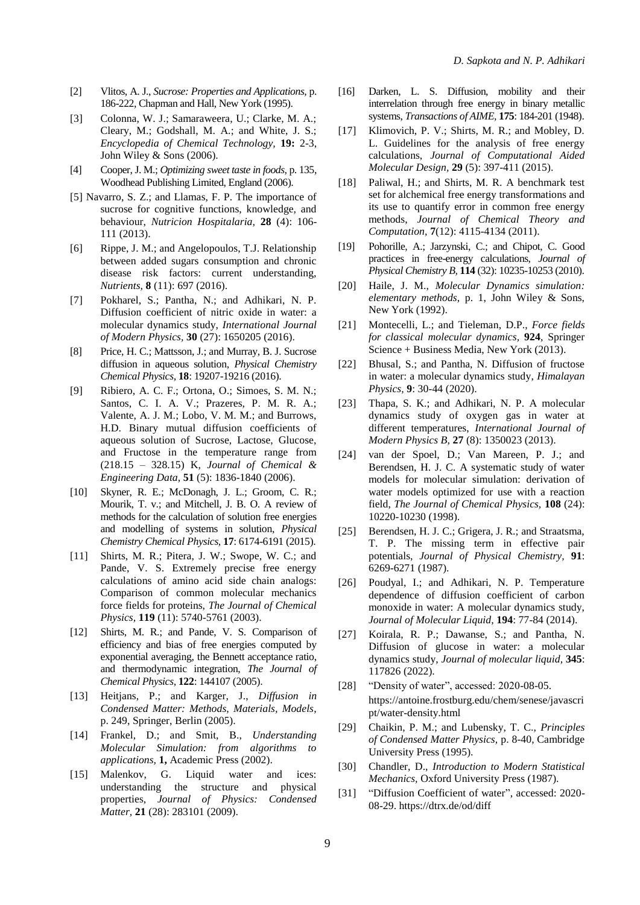[2] Vlitos, A. J., *Sucrose: Properties and Applications,* p. 186-222, Chapman and Hall, New York (1995).

[3] Colonna, W. J.; Samaraweera, U.; Clarke, M. A.; Cleary, M.; Godshall, M. A.; and White, J. S.; *Encyclopedia of Chemical Technology,* **19:** 2-3, John Wiley & Sons (2006).

[4] Cooper, J. M.; *Optimizing sweet taste in foods,* p. 135, Woodhead Publishing Limited, England (2006).

[5] Navarro, S. Z.; and Llamas, F. P. The importance of sucrose for cognitive functions, knowledge, and behaviour, *Nutricion Hospitalaria,* **28** (4): 106-111 (2013).

[6] Rippe, J. M.; and Angelopoulos, T.J. Relationship between added sugars consumption and chronic disease risk factors: current understanding, *Nutrients,* **8** (11): 697 (2016).

[7] Pokharel, S.; Pantha, N.; and Adhikari, N. P. Diffusion coefficient of nitric oxide in water: a molecular dynamics study, *International Journal of Modern Physics,* **30** (27): 1650205 (2016).

[8] Price, H. C.; Mattsson, J.; and Murray, B. J. Sucrose diffusion in aqueous solution, *Physical Chemistry Chemical Physics,* **18**: 19207-19216 (2016).

[9] Ribiero, A. C. F.; Ortona, O.; Simoes, S. M. N.; Santos, C. I. A. V.; Prazeres, P. M. R. A.; Valente, A. J. M.; Lobo, V. M. M.; and Burrows, H.D. Binary mutual diffusion coefficients of aqueous solution of Sucrose, Lactose, Glucose, and Fructose in the temperature range from (218.15 – 328.15) K, *Journal of Chemical & Engineering Data,* **51** (5): 1836-1840 (2006).

[10] Skyner, R. E.; McDonagh, J. L.; Groom, C. R.; Mourik, T. v.; and Mitchell, J. B. O. A review of methods for the calculation of solution free energies and modelling of systems in solution, *Physical Chemistry Chemical Physics,* **17**: 6174-6191 (2015).

[11] Shirts, M. R.; Pitera, J. W.; Swope, W. C.; and Pande, V. S. Extremely precise free energy calculations of amino acid side chain analogs: Comparison of common molecular mechanics force fields for proteins, *The Journal of Chemical Physics,* **119** (11): 5740-5761 (2003).

[12] Shirts, M. R.; and Pande, V. S. Comparison of efficiency and bias of free energies computed by exponential averaging, the Bennett acceptance ratio, and thermodynamic integration, *The Journal of Chemical Physics,* **122**: 144107 (2005).

[13] Heitjans, P.; and Karger, J., *Diffusion in Condensed Matter: Methods, Materials, Models*, p. 249, Springer, Berlin (2005).

[14] Frankel, D.; and Smit, B., *Understanding Molecular Simulation: from algorithms to applications,* **1,** Academic Press (2002).

[15] Malenkov, G. Liquid water and ices: understanding the structure and physical properties, *Journal of Physics: Condensed Matter,* **21** (28): 283101 (2009).

[16] Darken, L. S. Diffusion, mobility and their interrelation through free energy in binary metallic systems, *Transactions of AIME,* **175**: 184-201 (1948).

[17] Klimovich, P. V.; Shirts, M. R.; and Mobley, D. L. Guidelines for the analysis of free energy calculations, *Journal of Computational Aided Molecular Design,* **29** (5): 397-411 (2015).

[18] Paliwal, H.; and Shirts, M. R. A benchmark test set for alchemical free energy transformations and its use to quantify error in common free energy methods, *Journal of Chemical Theory and Computation,* **7**(12): 4115-4134 (2011).

[19] Pohorille, A.; Jarzynski, C.; and Chipot, C. Good practices in free-energy calculations, *Journal of Physical Chemistry B,* **114** (32): 10235-10253 (2010).

[20] Haile, J. M., *Molecular Dynamics simulation: elementary methods,* p. 1, John Wiley & Sons, New York (1992).

[21] Montecelli, L.; and Tieleman, D.P., *Force fields for classical molecular dynamics,* **924**, Springer Science + Business Media, New York (2013).

[22] Bhusal, S.; and Pantha, N. Diffusion of fructose in water: a molecular dynamics study, *Himalayan Physics,* **9**: 30-44 (2020).

[23] Thapa, S. K.; and Adhikari, N. P. A molecular dynamics study of oxygen gas in water at different temperatures, *International Journal of Modern Physics B,* **27** (8): 1350023 (2013).

[24] van der Spoel, D.; Van Mareen, P. J.; and Berendsen, H. J. C. A systematic study of water models for molecular simulation: derivation of water models optimized for use with a reaction field, *The Journal of Chemical Physics,* **108** (24): 10220-10230 (1998).

[25] Berendsen, H. J. C.; Grigera, J. R.; and Straatsma, T. P. The missing term in effective pair potentials, *Journal of Physical Chemistry,* **91**: 6269-6271 (1987).

[26] Poudyal, I.; and Adhikari, N. P. Temperature dependence of diffusion coefficient of carbon monoxide in water: A molecular dynamics study, *Journal of Molecular Liquid,* **194**: 77-84 (2014).

[27] Koirala, R. P.; Dawanse, S.; and Pantha, N. Diffusion of glucose in water: a molecular dynamics study, *Journal of molecular liquid,* **345**: 117826 (2022).

[28] "Density of water", accessed: 2020-08-05. https://antoine.frostburg.edu/chem/senese/javascript/water-density.html

[29] Chaikin, P. M.; and Lubensky, T. C., *Principles of Condensed Matter Physics*, p. 8-40, Cambridge University Press (1995).

[30] Chandler, D., *Introduction to Modern Statistical Mechanics,* Oxford University Press (1987).

[31] "Diffusion Coefficient of water", accessed: 2020-08-29. https://dtrx.de/od/diff